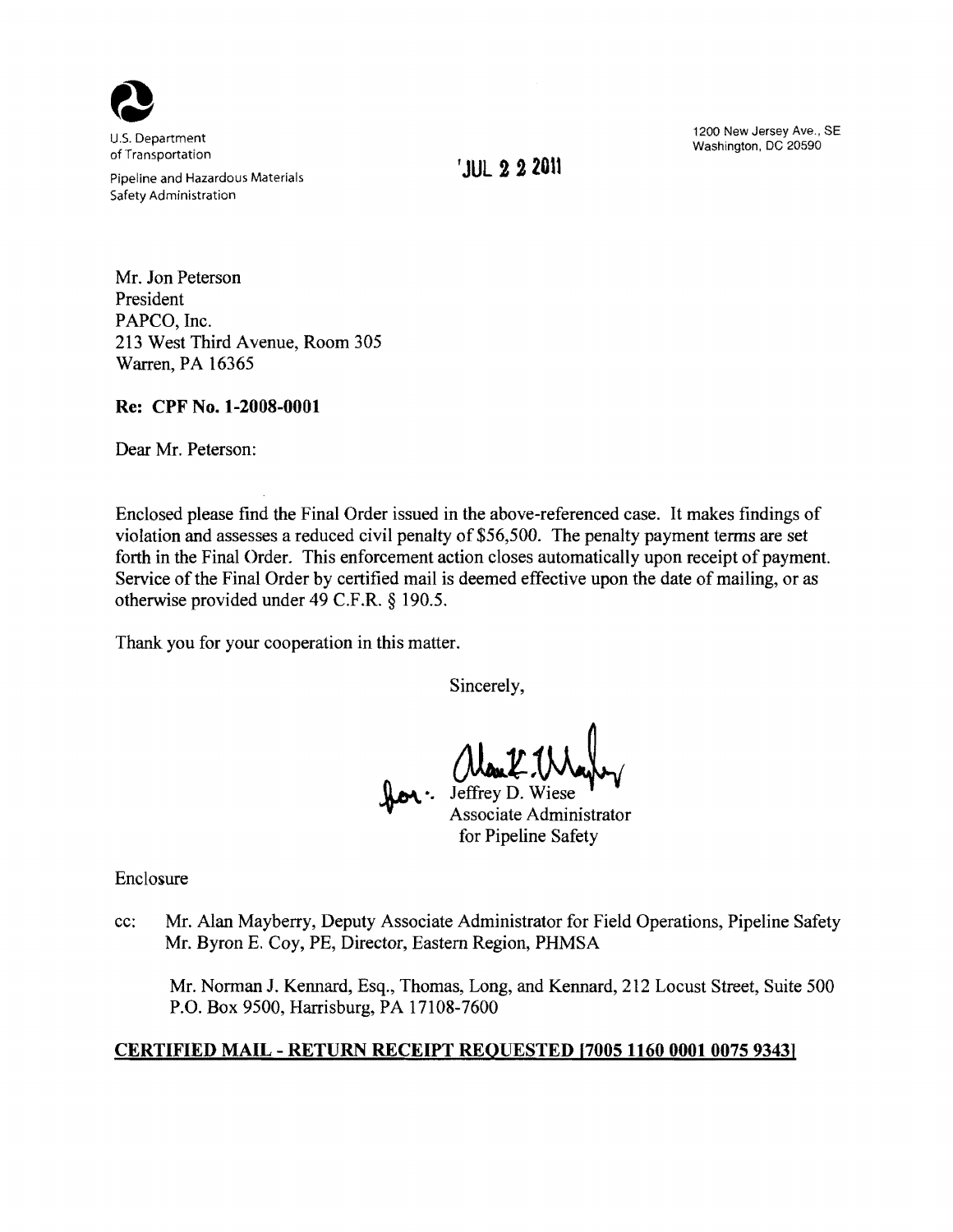U.S. Department of Transportation

Pipeline and Hazardous Materials Safety Administration

1200 New Jersey Ave., SE
Washington, DC 20590

JUL 22 2011

Mr. Jon Peterson
President
PAPCO, Inc.
213 West Third Avenue, Room 305
Warren, PA 16365

**Re: CPF No. 1-2008-0001**

Dear Mr. Peterson:

Enclosed please find the Final Order issued in the above-referenced case. It makes findings of violation and assesses a reduced civil penalty of $56,500. The penalty payment terms are set forth in the Final Order. This enforcement action closes automatically upon receipt of payment. Service of the Final Order by certified mail is deemed effective upon the date of mailing, or as otherwise provided under 49 C.F.R. § 190.5.

Thank you for your cooperation in this matter.

Sincerely,

for: Jeffrey D. Wiese
Associate Administrator
for Pipeline Safety

Enclosure

cc: Mr. Alan Mayberry, Deputy Associate Administrator for Field Operations, Pipeline Safety
Mr. Byron E. Coy, PE, Director, Eastern Region, PHMSA

Mr. Norman J. Kennard, Esq., Thomas, Long, and Kennard, 212 Locust Street, Suite 500
P.O. Box 9500, Harrisburg, PA 17108-7600

**CERTIFIED MAIL - RETURN RECEIPT REQUESTED [7005 1160 0001 0075 9343]**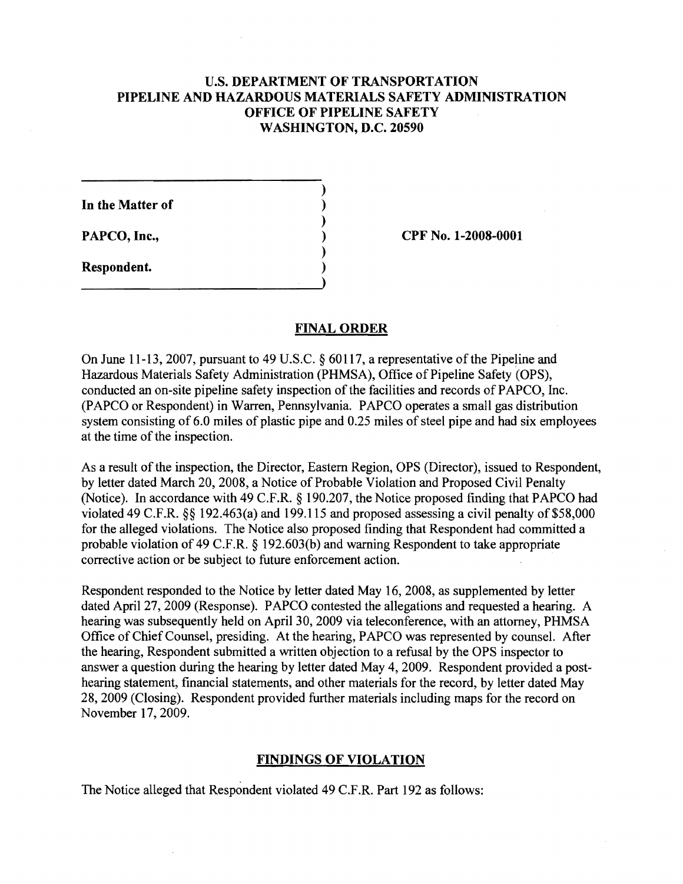# U.S. DEPARTMENT OF TRANSPORTATION
# PIPELINE AND HAZARDOUS MATERIALS SAFETY ADMINISTRATION
# OFFICE OF PIPELINE SAFETY
# WASHINGTON, D.C. 20590

**In the Matter of**

**PAPCO, Inc.,**

**Respondent.**

**CPF No. 1-2008-0001**

## FINAL ORDER

On June 11-13, 2007, pursuant to 49 U.S.C. § 60117, a representative of the Pipeline and Hazardous Materials Safety Administration (PHMSA), Office of Pipeline Safety (OPS), conducted an on-site pipeline safety inspection of the facilities and records of PAPCO, Inc. (PAPCO or Respondent) in Warren, Pennsylvania. PAPCO operates a small gas distribution system consisting of 6.0 miles of plastic pipe and 0.25 miles of steel pipe and had six employees at the time of the inspection.

As a result of the inspection, the Director, Eastern Region, OPS (Director), issued to Respondent, by letter dated March 20, 2008, a Notice of Probable Violation and Proposed Civil Penalty (Notice). In accordance with 49 C.F.R. § 190.207, the Notice proposed finding that PAPCO had violated 49 C.F.R. §§ 192.463(a) and 199.115 and proposed assessing a civil penalty of $58,000 for the alleged violations. The Notice also proposed finding that Respondent had committed a probable violation of 49 C.F.R. § 192.603(b) and warning Respondent to take appropriate corrective action or be subject to future enforcement action.

Respondent responded to the Notice by letter dated May 16, 2008, as supplemented by letter dated April 27, 2009 (Response). PAPCO contested the allegations and requested a hearing. A hearing was subsequently held on April 30, 2009 via teleconference, with an attorney, PHMSA Office of Chief Counsel, presiding. At the hearing, PAPCO was represented by counsel. After the hearing, Respondent submitted a written objection to a refusal by the OPS inspector to answer a question during the hearing by letter dated May 4, 2009. Respondent provided a post-hearing statement, financial statements, and other materials for the record, by letter dated May 28, 2009 (Closing). Respondent provided further materials including maps for the record on November 17, 2009.

## FINDINGS OF VIOLATION

The Notice alleged that Respondent violated 49 C.F.R. Part 192 as follows: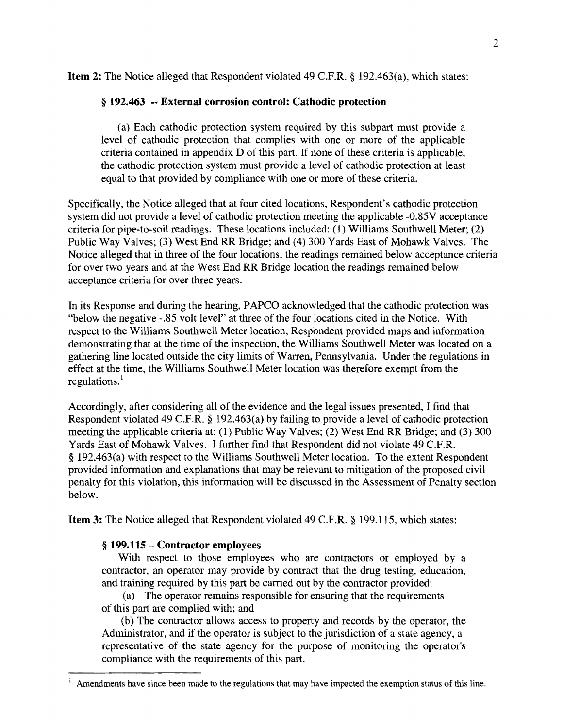**Item 2:** The Notice alleged that Respondent violated 49 C.F.R. § 192.463(a), which states:

> **§ 192.463 -- External corrosion control: Cathodic protection**
>
> (a) Each cathodic protection system required by this subpart must provide a level of cathodic protection that complies with one or more of the applicable criteria contained in appendix D of this part. If none of these criteria is applicable, the cathodic protection system must provide a level of cathodic protection at least equal to that provided by compliance with one or more of these criteria.

Specifically, the Notice alleged that at four cited locations, Respondent's cathodic protection system did not provide a level of cathodic protection meeting the applicable -0.85V acceptance criteria for pipe-to-soil readings. These locations included: (1) Williams Southwell Meter; (2) Public Way Valves; (3) West End RR Bridge; and (4) 300 Yards East of Mohawk Valves. The Notice alleged that in three of the four locations, the readings remained below acceptance criteria for over two years and at the West End RR Bridge location the readings remained below acceptance criteria for over three years.

In its Response and during the hearing, PAPCO acknowledged that the cathodic protection was "below the negative -.85 volt level" at three of the four locations cited in the Notice. With respect to the Williams Southwell Meter location, Respondent provided maps and information demonstrating that at the time of the inspection, the Williams Southwell Meter was located on a gathering line located outside the city limits of Warren, Pennsylvania. Under the regulations in effect at the time, the Williams Southwell Meter location was therefore exempt from the regulations.[1]

Accordingly, after considering all of the evidence and the legal issues presented, I find that Respondent violated 49 C.F.R. § 192.463(a) by failing to provide a level of cathodic protection meeting the applicable criteria at: (1) Public Way Valves; (2) West End RR Bridge; and (3) 300 Yards East of Mohawk Valves. I further find that Respondent did not violate 49 C.F.R. § 192.463(a) with respect to the Williams Southwell Meter location. To the extent Respondent provided information and explanations that may be relevant to mitigation of the proposed civil penalty for this violation, this information will be discussed in the Assessment of Penalty section below.

**Item 3:** The Notice alleged that Respondent violated 49 C.F.R. § 199.115, which states:

> **§ 199.115 – Contractor employees**
>
> With respect to those employees who are contractors or employed by a contractor, an operator may provide by contract that the drug testing, education, and training required by this part be carried out by the contractor provided:
>
> (a) The operator remains responsible for ensuring that the requirements of this part are complied with; and
>
> (b) The contractor allows access to property and records by the operator, the Administrator, and if the operator is subject to the jurisdiction of a state agency, a representative of the state agency for the purpose of monitoring the operator's compliance with the requirements of this part.

[1] Amendments have since been made to the regulations that may have impacted the exemption status of this line.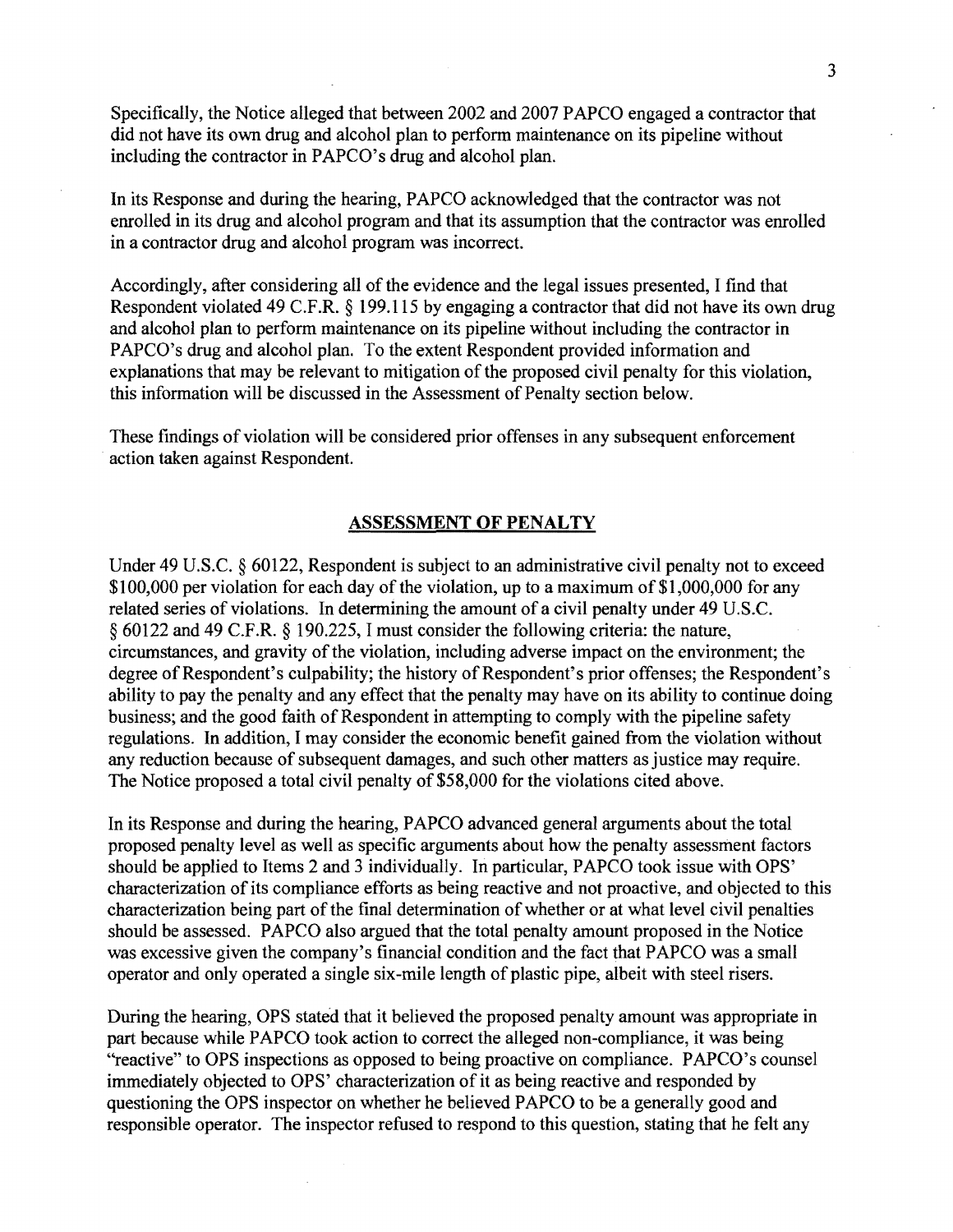Specifically, the Notice alleged that between 2002 and 2007 PAPCO engaged a contractor that did not have its own drug and alcohol plan to perform maintenance on its pipeline without including the contractor in PAPCO's drug and alcohol plan.

In its Response and during the hearing, PAPCO acknowledged that the contractor was not enrolled in its drug and alcohol program and that its assumption that the contractor was enrolled in a contractor drug and alcohol program was incorrect.

Accordingly, after considering all of the evidence and the legal issues presented, I find that Respondent violated 49 C.F.R. § 199.115 by engaging a contractor that did not have its own drug and alcohol plan to perform maintenance on its pipeline without including the contractor in PAPCO's drug and alcohol plan. To the extent Respondent provided information and explanations that may be relevant to mitigation of the proposed civil penalty for this violation, this information will be discussed in the Assessment of Penalty section below.

These findings of violation will be considered prior offenses in any subsequent enforcement action taken against Respondent.

## ASSESSMENT OF PENALTY

Under 49 U.S.C. § 60122, Respondent is subject to an administrative civil penalty not to exceed $100,000 per violation for each day of the violation, up to a maximum of $1,000,000 for any related series of violations. In determining the amount of a civil penalty under 49 U.S.C. § 60122 and 49 C.F.R. § 190.225, I must consider the following criteria: the nature, circumstances, and gravity of the violation, including adverse impact on the environment; the degree of Respondent's culpability; the history of Respondent's prior offenses; the Respondent's ability to pay the penalty and any effect that the penalty may have on its ability to continue doing business; and the good faith of Respondent in attempting to comply with the pipeline safety regulations. In addition, I may consider the economic benefit gained from the violation without any reduction because of subsequent damages, and such other matters as justice may require. The Notice proposed a total civil penalty of $58,000 for the violations cited above.

In its Response and during the hearing, PAPCO advanced general arguments about the total proposed penalty level as well as specific arguments about how the penalty assessment factors should be applied to Items 2 and 3 individually. In particular, PAPCO took issue with OPS' characterization of its compliance efforts as being reactive and not proactive, and objected to this characterization being part of the final determination of whether or at what level civil penalties should be assessed. PAPCO also argued that the total penalty amount proposed in the Notice was excessive given the company's financial condition and the fact that PAPCO was a small operator and only operated a single six-mile length of plastic pipe, albeit with steel risers.

During the hearing, OPS stated that it believed the proposed penalty amount was appropriate in part because while PAPCO took action to correct the alleged non-compliance, it was being "reactive" to OPS inspections as opposed to being proactive on compliance. PAPCO's counsel immediately objected to OPS' characterization of it as being reactive and responded by questioning the OPS inspector on whether he believed PAPCO to be a generally good and responsible operator. The inspector refused to respond to this question, stating that he felt any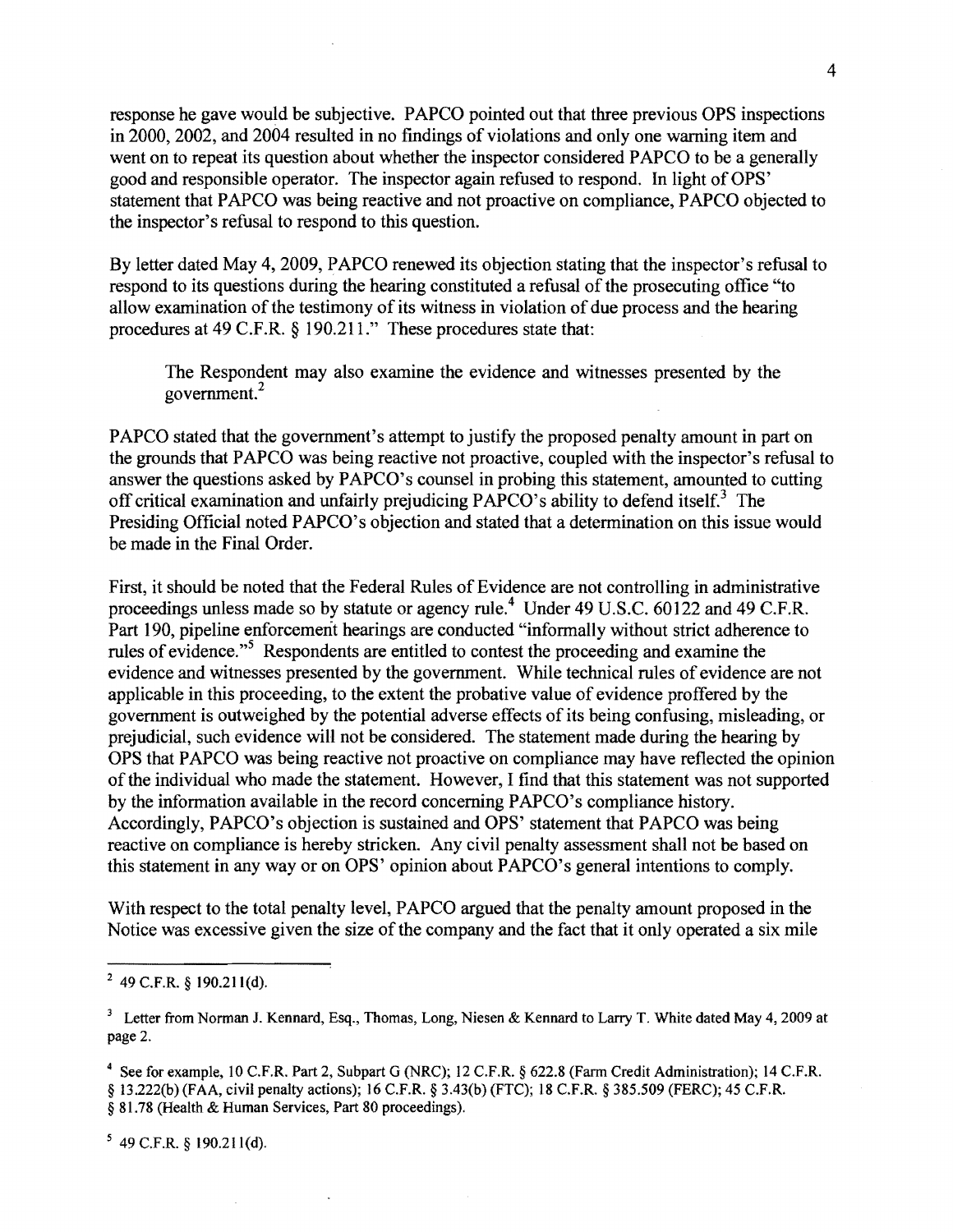response he gave would be subjective. PAPCO pointed out that three previous OPS inspections in 2000, 2002, and 2004 resulted in no findings of violations and only one warning item and went on to repeat its question about whether the inspector considered PAPCO to be a generally good and responsible operator. The inspector again refused to respond. In light of OPS' statement that PAPCO was being reactive and not proactive on compliance, PAPCO objected to the inspector's refusal to respond to this question.

By letter dated May 4, 2009, PAPCO renewed its objection stating that the inspector's refusal to respond to its questions during the hearing constituted a refusal of the prosecuting office "to allow examination of the testimony of its witness in violation of due process and the hearing procedures at 49 C.F.R. § 190.211." These procedures state that:

> The Respondent may also examine the evidence and witnesses presented by the government.[2]

PAPCO stated that the government's attempt to justify the proposed penalty amount in part on the grounds that PAPCO was being reactive not proactive, coupled with the inspector's refusal to answer the questions asked by PAPCO's counsel in probing this statement, amounted to cutting off critical examination and unfairly prejudicing PAPCO's ability to defend itself.[3] The Presiding Official noted PAPCO's objection and stated that a determination on this issue would be made in the Final Order.

First, it should be noted that the Federal Rules of Evidence are not controlling in administrative proceedings unless made so by statute or agency rule.[4] Under 49 U.S.C. 60122 and 49 C.F.R. Part 190, pipeline enforcement hearings are conducted "informally without strict adherence to rules of evidence."[5] Respondents are entitled to contest the proceeding and examine the evidence and witnesses presented by the government. While technical rules of evidence are not applicable in this proceeding, to the extent the probative value of evidence proffered by the government is outweighed by the potential adverse effects of its being confusing, misleading, or prejudicial, such evidence will not be considered. The statement made during the hearing by OPS that PAPCO was being reactive not proactive on compliance may have reflected the opinion of the individual who made the statement. However, I find that this statement was not supported by the information available in the record concerning PAPCO's compliance history. Accordingly, PAPCO's objection is sustained and OPS' statement that PAPCO was being reactive on compliance is hereby stricken. Any civil penalty assessment shall not be based on this statement in any way or on OPS' opinion about PAPCO's general intentions to comply.

With respect to the total penalty level, PAPCO argued that the penalty amount proposed in the Notice was excessive given the size of the company and the fact that it only operated a six mile

---

[2] 49 C.F.R. § 190.211(d).

[3] Letter from Norman J. Kennard, Esq., Thomas, Long, Niesen & Kennard to Larry T. White dated May 4, 2009 at page 2.

[4] See for example, 10 C.F.R. Part 2, Subpart G (NRC); 12 C.F.R. § 622.8 (Farm Credit Administration); 14 C.F.R. § 13.222(b) (FAA, civil penalty actions); 16 C.F.R. § 3.43(b) (FTC); 18 C.F.R. § 385.509 (FERC); 45 C.F.R. § 81.78 (Health & Human Services, Part 80 proceedings).

[5] 49 C.F.R. § 190.211(d).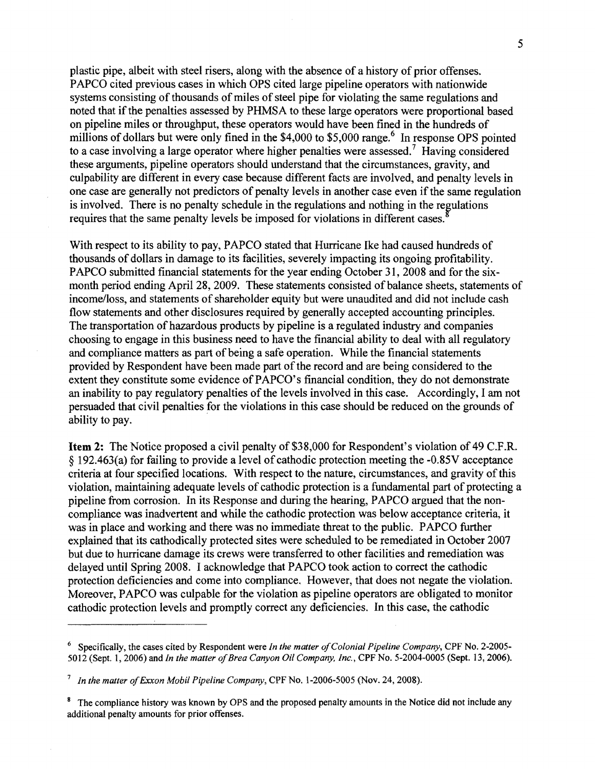plastic pipe, albeit with steel risers, along with the absence of a history of prior offenses. PAPCO cited previous cases in which OPS cited large pipeline operators with nationwide systems consisting of thousands of miles of steel pipe for violating the same regulations and noted that if the penalties assessed by PHMSA to these large operators were proportional based on pipeline miles or throughput, these operators would have been fined in the hundreds of millions of dollars but were only fined in the \$4,000 to \$5,000 range.[6] In response OPS pointed to a case involving a large operator where higher penalties were assessed.[7] Having considered these arguments, pipeline operators should understand that the circumstances, gravity, and culpability are different in every case because different facts are involved, and penalty levels in one case are generally not predictors of penalty levels in another case even if the same regulation is involved. There is no penalty schedule in the regulations and nothing in the regulations requires that the same penalty levels be imposed for violations in different cases.[8]

With respect to its ability to pay, PAPCO stated that Hurricane Ike had caused hundreds of thousands of dollars in damage to its facilities, severely impacting its ongoing profitability. PAPCO submitted financial statements for the year ending October 31, 2008 and for the six-month period ending April 28, 2009. These statements consisted of balance sheets, statements of income/loss, and statements of shareholder equity but were unaudited and did not include cash flow statements and other disclosures required by generally accepted accounting principles. The transportation of hazardous products by pipeline is a regulated industry and companies choosing to engage in this business need to have the financial ability to deal with all regulatory and compliance matters as part of being a safe operation. While the financial statements provided by Respondent have been made part of the record and are being considered to the extent they constitute some evidence of PAPCO's financial condition, they do not demonstrate an inability to pay regulatory penalties of the levels involved in this case. Accordingly, I am not persuaded that civil penalties for the violations in this case should be reduced on the grounds of ability to pay.

**Item 2:** The Notice proposed a civil penalty of \$38,000 for Respondent's violation of 49 C.F.R. § 192.463(a) for failing to provide a level of cathodic protection meeting the -0.85V acceptance criteria at four specified locations. With respect to the nature, circumstances, and gravity of this violation, maintaining adequate levels of cathodic protection is a fundamental part of protecting a pipeline from corrosion. In its Response and during the hearing, PAPCO argued that the non-compliance was inadvertent and while the cathodic protection was below acceptance criteria, it was in place and working and there was no immediate threat to the public. PAPCO further explained that its cathodically protected sites were scheduled to be remediated in October 2007 but due to hurricane damage its crews were transferred to other facilities and remediation was delayed until Spring 2008. I acknowledge that PAPCO took action to correct the cathodic protection deficiencies and come into compliance. However, that does not negate the violation. Moreover, PAPCO was culpable for the violation as pipeline operators are obligated to monitor cathodic protection levels and promptly correct any deficiencies. In this case, the cathodic

---

[6] Specifically, the cases cited by Respondent were *In the matter of Colonial Pipeline Company*, CPF No. 2-2005-5012 (Sept. 1, 2006) and *In the matter of Brea Canyon Oil Company, Inc.*, CPF No. 5-2004-0005 (Sept. 13, 2006).

[7] *In the matter of Exxon Mobil Pipeline Company*, CPF No. 1-2006-5005 (Nov. 24, 2008).

[8] The compliance history was known by OPS and the proposed penalty amounts in the Notice did not include any additional penalty amounts for prior offenses.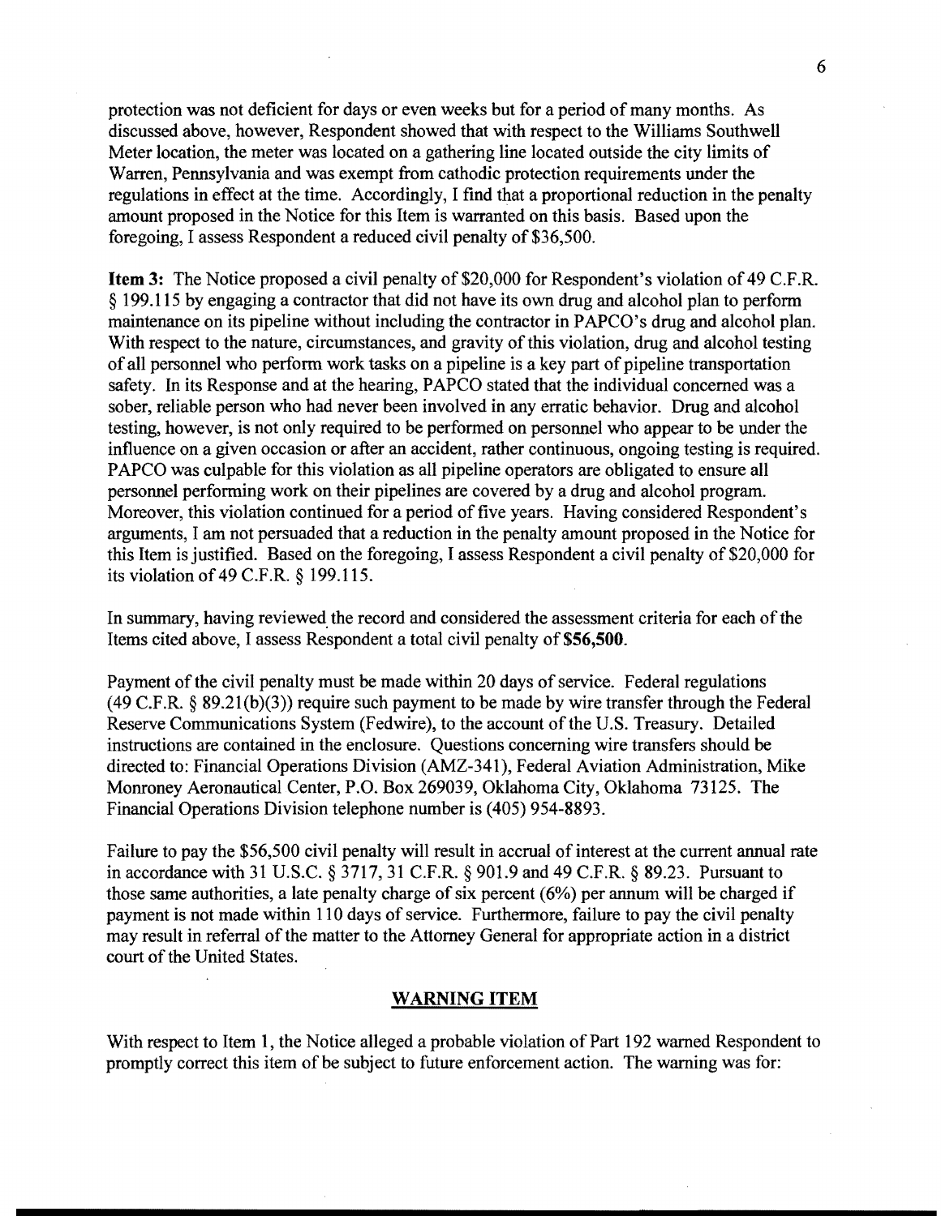protection was not deficient for days or even weeks but for a period of many months. As discussed above, however, Respondent showed that with respect to the Williams Southwell Meter location, the meter was located on a gathering line located outside the city limits of Warren, Pennsylvania and was exempt from cathodic protection requirements under the regulations in effect at the time. Accordingly, I find that a proportional reduction in the penalty amount proposed in the Notice for this Item is warranted on this basis. Based upon the foregoing, I assess Respondent a reduced civil penalty of $36,500.

**Item 3:** The Notice proposed a civil penalty of $20,000 for Respondent's violation of 49 C.F.R. § 199.115 by engaging a contractor that did not have its own drug and alcohol plan to perform maintenance on its pipeline without including the contractor in PAPCO's drug and alcohol plan. With respect to the nature, circumstances, and gravity of this violation, drug and alcohol testing of all personnel who perform work tasks on a pipeline is a key part of pipeline transportation safety. In its Response and at the hearing, PAPCO stated that the individual concerned was a sober, reliable person who had never been involved in any erratic behavior. Drug and alcohol testing, however, is not only required to be performed on personnel who appear to be under the influence on a given occasion or after an accident, rather continuous, ongoing testing is required. PAPCO was culpable for this violation as all pipeline operators are obligated to ensure all personnel performing work on their pipelines are covered by a drug and alcohol program. Moreover, this violation continued for a period of five years. Having considered Respondent's arguments, I am not persuaded that a reduction in the penalty amount proposed in the Notice for this Item is justified. Based on the foregoing, I assess Respondent a civil penalty of $20,000 for its violation of 49 C.F.R. § 199.115.

In summary, having reviewed the record and considered the assessment criteria for each of the Items cited above, I assess Respondent a total civil penalty of **$56,500**.

Payment of the civil penalty must be made within 20 days of service. Federal regulations (49 C.F.R. § 89.21(b)(3)) require such payment to be made by wire transfer through the Federal Reserve Communications System (Fedwire), to the account of the U.S. Treasury. Detailed instructions are contained in the enclosure. Questions concerning wire transfers should be directed to: Financial Operations Division (AMZ-341), Federal Aviation Administration, Mike Monroney Aeronautical Center, P.O. Box 269039, Oklahoma City, Oklahoma 73125. The Financial Operations Division telephone number is (405) 954-8893.

Failure to pay the $56,500 civil penalty will result in accrual of interest at the current annual rate in accordance with 31 U.S.C. § 3717, 31 C.F.R. § 901.9 and 49 C.F.R. § 89.23. Pursuant to those same authorities, a late penalty charge of six percent (6%) per annum will be charged if payment is not made within 110 days of service. Furthermore, failure to pay the civil penalty may result in referral of the matter to the Attorney General for appropriate action in a district court of the United States.

## WARNING ITEM

With respect to Item 1, the Notice alleged a probable violation of Part 192 warned Respondent to promptly correct this item of be subject to future enforcement action. The warning was for: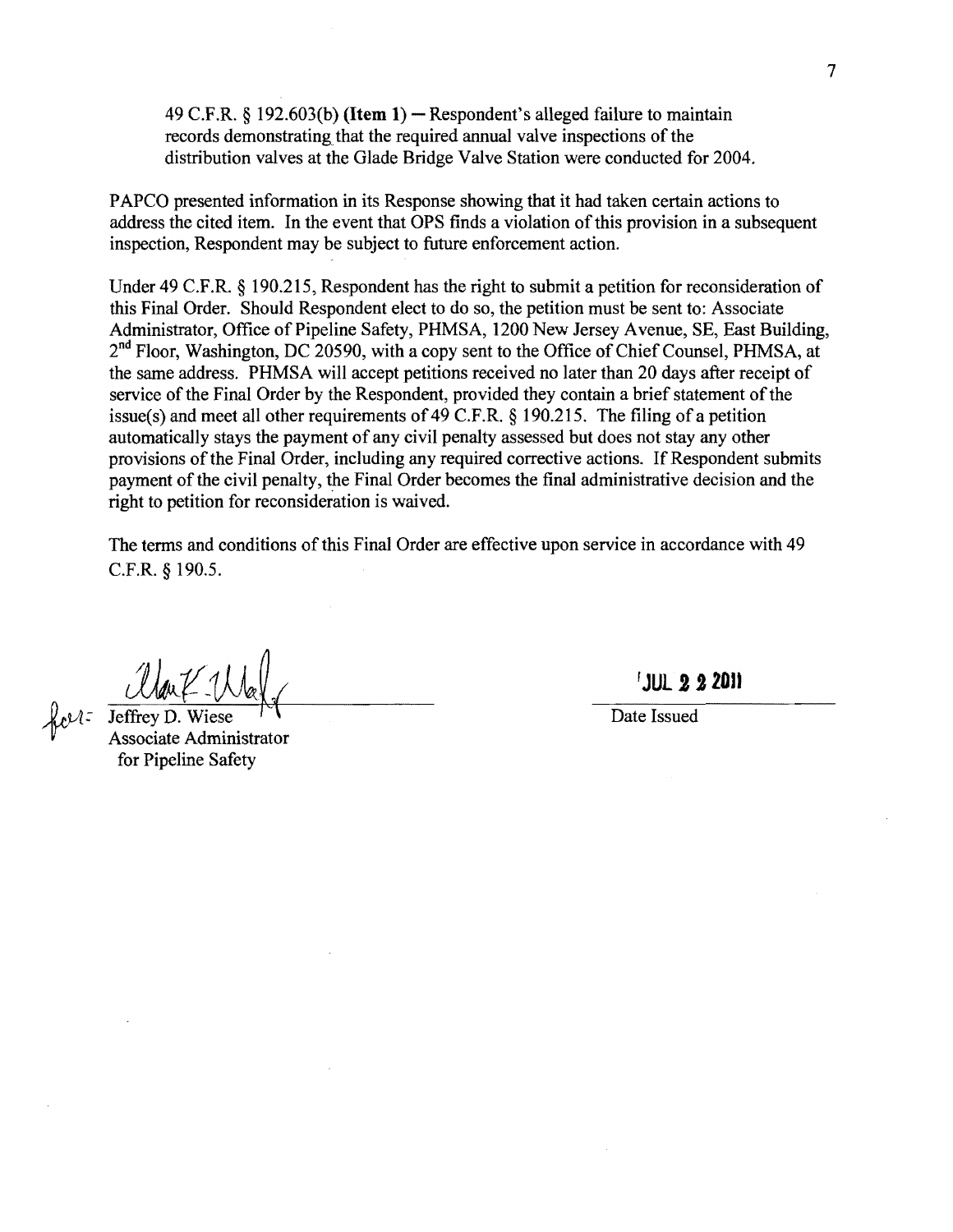49 C.F.R. § 192.603(b) **(Item 1)** — Respondent's alleged failure to maintain records demonstrating that the required annual valve inspections of the distribution valves at the Glade Bridge Valve Station were conducted for 2004.

PAPCO presented information in its Response showing that it had taken certain actions to address the cited item. In the event that OPS finds a violation of this provision in a subsequent inspection, Respondent may be subject to future enforcement action.

Under 49 C.F.R. § 190.215, Respondent has the right to submit a petition for reconsideration of this Final Order. Should Respondent elect to do so, the petition must be sent to: Associate Administrator, Office of Pipeline Safety, PHMSA, 1200 New Jersey Avenue, SE, East Building, 2nd Floor, Washington, DC 20590, with a copy sent to the Office of Chief Counsel, PHMSA, at the same address. PHMSA will accept petitions received no later than 20 days after receipt of service of the Final Order by the Respondent, provided they contain a brief statement of the issue(s) and meet all other requirements of 49 C.F.R. § 190.215. The filing of a petition automatically stays the payment of any civil penalty assessed but does not stay any other provisions of the Final Order, including any required corrective actions. If Respondent submits payment of the civil penalty, the Final Order becomes the final administrative decision and the right to petition for reconsideration is waived.

The terms and conditions of this Final Order are effective upon service in accordance with 49 C.F.R. § 190.5.

for: Jeffrey D. Wiese
Associate Administrator
for Pipeline Safety

JUL 22 2011

Date Issued